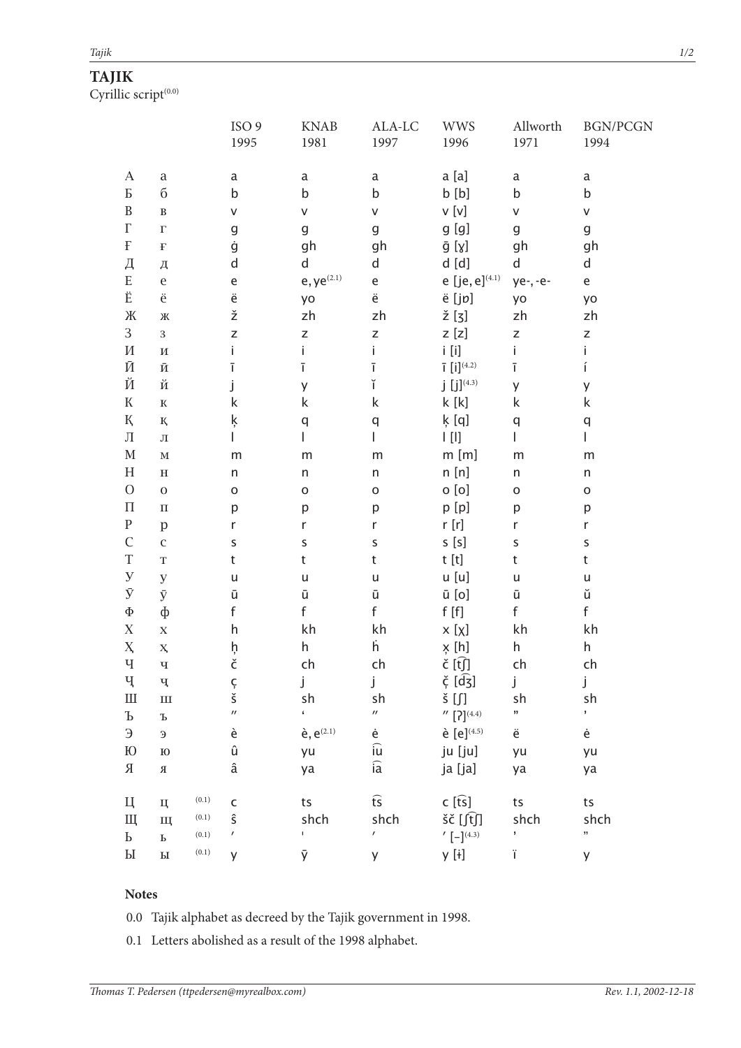# TAJIK

Cyrillic script(0.0)

| | | | ISO 9 1995 | KNAB 1981 | ALA-LC 1997 | WWS 1996 | Allworth 1971 | BGN/PCGN 1994 |
|---|---|---|---|---|---|---|---|---|
| А | а | | a | a | a | a [a] | a | a |
| Б | б | | b | b | b | b [b] | b | b |
| В | в | | v | v | v | v [v] | v | v |
| Г | г | | g | g | g | g [g] | g | g |
| Ғ | ғ | | ġ | gh | gh | ḡ [ɣ] | gh | gh |
| Д | д | | d | d | d | d [d] | d | d |
| Е | е | | e | e, ye(2.1) | e | e [je, e](4.1) | ye-, -e- | e |
| Ё | ё | | ë | yo | ë | ë [jɒ] | yo | yo |
| Ж | ж | | ž | zh | zh | ž [ʒ] | zh | zh |
| З | з | | z | z | z | z [z] | z | z |
| И | и | | i | i | i | i [i] | i | i |
| Ӣ | ӣ | | ī | ī | ī | ī [i](4.2) | ī | í |
| Й | й | | j | y | ĭ | j [j](4.3) | y | y |
| К | к | | k | k | k | k [k] | k | k |
| Қ | қ | | ķ | q | q | ķ [q] | q | q |
| Л | л | | l | l | l | l [l] | l | l |
| М | м | | m | m | m | m [m] | m | m |
| Н | н | | n | n | n | n [n] | n | n |
| О | о | | o | o | o | o [o] | o | o |
| П | п | | p | p | p | p [p] | p | p |
| Р | р | | r | r | r | r [r] | r | r |
| С | с | | s | s | s | s [s] | s | s |
| Т | т | | t | t | t | t [t] | t | t |
| У | у | | u | u | u | u [u] | u | u |
| Ӯ | ӯ | | ū | ū | ū | ū [o] | ū | ŭ |
| Ф | ф | | f | f | f | f [f] | f | f |
| Х | х | | h | kh | kh | x [χ] | kh | kh |
| Ҳ | ҳ | | ḩ | h | ḣ | x̦ [h] | h | h |
| Ч | ч | | č | ch | ch | č [t͡ʃ] | ch | ch |
| Ҷ | ҷ | | ç | j | j | ç̌ [d͡ʒ] | j | j |
| Ш | ш | | š | sh | sh | š [ʃ] | sh | sh |
| Ъ | ъ | | ″ | ʻ | ″ | ″ [ʔ](4.4) | ” | ’ |
| Э | э | | è | è, e(2.1) | ė | è [e](4.5) | ë | ė |
| Ю | ю | | û | yu | i͡u | ju [ju] | yu | yu |
| Я | я | | â | ya | i͡a | ja [ja] | ya | ya |
| Ц | ц | (0.1) | c | ts | t͡s | c [t͡s] | ts | ts |
| Щ | щ | (0.1) | ŝ | shch | shch | šč [ʃt͡ʃ] | shch | shch |
| Ь | ь | (0.1) | ′ | ˈ | ′ | ′ [–](4.3) | ’ | ” |
| Ы | ы | (0.1) | y | ȳ | y | y [ɨ] | ï | y |

**Notes**

0.0 Tajik alphabet as decreed by the Tajik government in 1998.

0.1 Letters abolished as a result of the 1998 alphabet.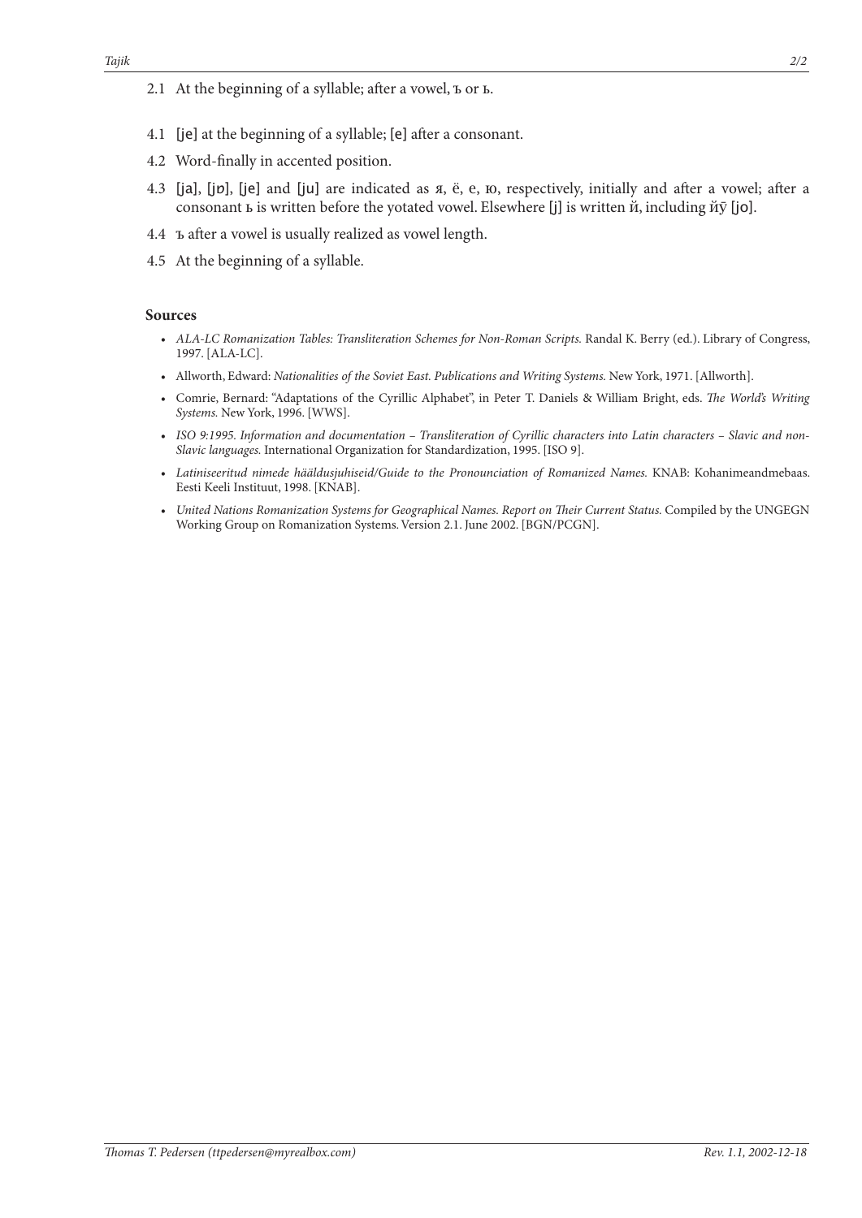2.1 At the beginning of a syllable; after a vowel, ъ or ь.

4.1 [je] at the beginning of a syllable; [e] after a consonant.

4.2 Word-finally in accented position.

4.3 [ja], [jɒ], [je] and [ju] are indicated as я, ё, е, ю, respectively, initially and after a vowel; after a consonant ь is written before the yotated vowel. Elsewhere [j] is written й, including йӯ [jo].

4.4 ъ after a vowel is usually realized as vowel length.

4.5 At the beginning of a syllable.

### Sources

- *ALA-LC Romanization Tables: Transliteration Schemes for Non-Roman Scripts.* Randal K. Berry (ed.). Library of Congress, 1997. [ALA-LC].
- Allworth, Edward: *Nationalities of the Soviet East. Publications and Writing Systems.* New York, 1971. [Allworth].
- Comrie, Bernard: "Adaptations of the Cyrillic Alphabet", in Peter T. Daniels & William Bright, eds. *The World's Writing Systems.* New York, 1996. [WWS].
- *ISO 9:1995. Information and documentation – Transliteration of Cyrillic characters into Latin characters – Slavic and non-Slavic languages.* International Organization for Standardization, 1995. [ISO 9].
- *Latiniseeritud nimede hääldusjuhiseid/Guide to the Pronounciation of Romanized Names.* KNAB: Kohanimeandmebaas. Eesti Keeli Instituut, 1998. [KNAB].
- *United Nations Romanization Systems for Geographical Names. Report on Their Current Status.* Compiled by the UNGEGN Working Group on Romanization Systems. Version 2.1. June 2002. [BGN/PCGN].